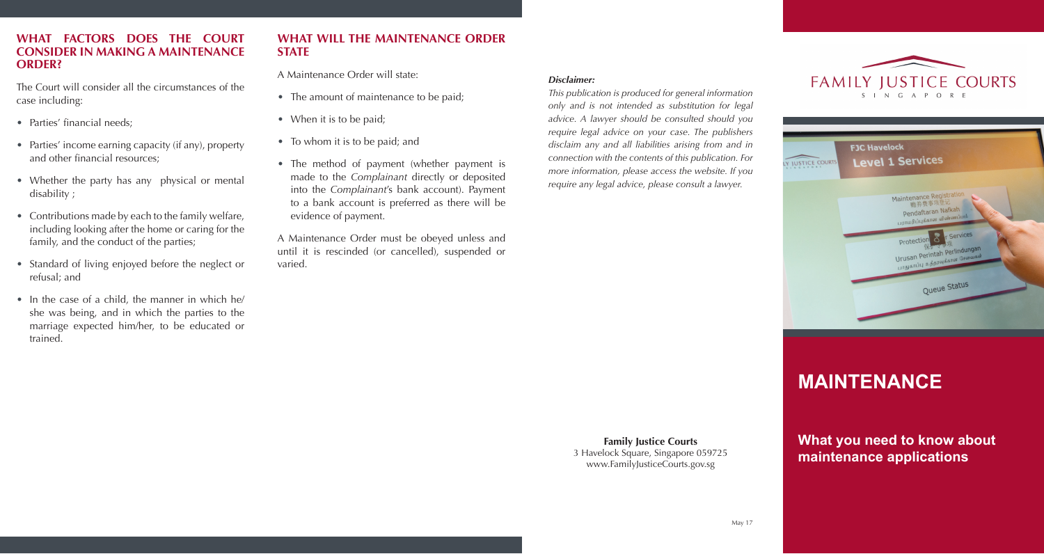## WHAT FACTORS DOES THE COURT CONSIDER IN MAKING A MAINTENANCE ORDER?

The Court will consider all the circumstances of the case including:

- Parties' financial needs;
- Parties' income earning capacity (if any), property and other financial resources;
- Whether the party has any physical or mental disability ;
- Contributions made by each to the family welfare, including looking after the home or caring for the family, and the conduct of the parties;
- Standard of living enjoyed before the neglect or refusal; and
- In the case of a child, the manner in which he/she was being, and in which the parties to the marriage expected him/her, to be educated or trained.

## WHAT WILL THE MAINTENANCE ORDER STATE

A Maintenance Order will state:

- The amount of maintenance to be paid;
- When it is to be paid;
- To whom it is to be paid; and
- The method of payment (whether payment is made to the *Complainant* directly or deposited into the *Complainant*'s bank account). Payment to a bank account is preferred as there will be evidence of payment.

A Maintenance Order must be obeyed unless and until it is rescinded (or cancelled), suspended or varied.

***Disclaimer:***

*This publication is produced for general information only and is not intended as substitution for legal advice. A lawyer should be consulted should you require legal advice on your case. The publishers disclaim any and all liabilities arising from and in connection with the contents of this publication. For more information, please access the website. If you require any legal advice, please consult a lawyer.*

**Family Justice Courts**
3 Havelock Square, Singapore 059725
www.FamilyJusticeCourts.gov.sg

May 17

FAMILY JUSTICE COURTS
SINGAPORE

# MAINTENANCE

## What you need to know about maintenance applications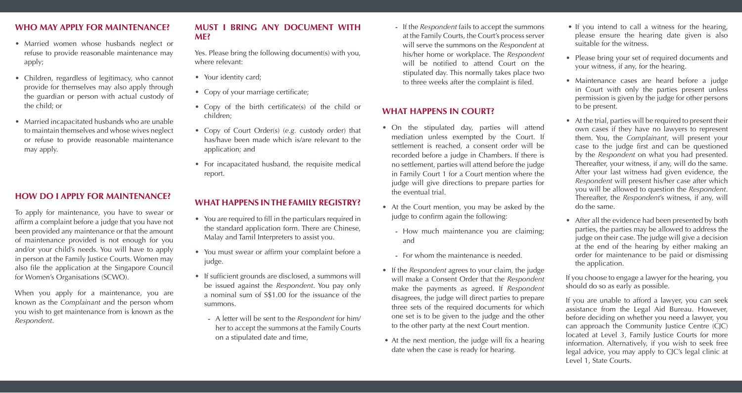## WHO MAY APPLY FOR MAINTENANCE?

- Married women whose husbands neglect or refuse to provide reasonable maintenance may apply;
- Children, regardless of legitimacy, who cannot provide for themselves may also apply through the guardian or person with actual custody of the child; or
- Married incapacitated husbands who are unable to maintain themselves and whose wives neglect or refuse to provide reasonable maintenance may apply.

## HOW DO I APPLY FOR MAINTENANCE?

To apply for maintenance, you have to swear or affirm a complaint before a judge that you have not been provided any maintenance or that the amount of maintenance provided is not enough for you and/or your child's needs. You will have to apply in person at the Family Justice Courts. Women may also file the application at the Singapore Council for Women's Organisations (SCWO).

When you apply for a maintenance, you are known as the *Complainant* and the person whom you wish to get maintenance from is known as the *Respondent*.

## MUST I BRING ANY DOCUMENT WITH ME?

Yes. Please bring the following document(s) with you, where relevant:

- Your identity card;
- Copy of your marriage certificate;
- Copy of the birth certificate(s) of the child or children;
- Copy of Court Order(s) (*e.g.* custody order) that has/have been made which is/are relevant to the application; and
- For incapacitated husband, the requisite medical report.

## WHAT HAPPENS IN THE FAMILY REGISTRY?

- You are required to fill in the particulars required in the standard application form. There are Chinese, Malay and Tamil Interpreters to assist you.
- You must swear or affirm your complaint before a judge.
- If sufficient grounds are disclosed, a summons will be issued against the *Respondent*. You pay only a nominal sum of S$1.00 for the issuance of the summons.
  - A letter will be sent to the *Respondent* for him/her to accept the summons at the Family Courts on a stipulated date and time,
  - If the *Respondent* fails to accept the summons at the Family Courts, the Court's process server will serve the summons on the *Respondent* at his/her home or workplace. The *Respondent* will be notified to attend Court on the stipulated day. This normally takes place two to three weeks after the complaint is filed.

## WHAT HAPPENS IN COURT?

- On the stipulated day, parties will attend mediation unless exempted by the Court. If settlement is reached, a consent order will be recorded before a judge in Chambers. If there is no settlement, parties will attend before the judge in Family Court 1 for a Court mention where the judge will give directions to prepare parties for the eventual trial.
- At the Court mention, you may be asked by the judge to confirm again the following:
  - How much maintenance you are claiming; and
  - For whom the maintenance is needed.
- If the *Respondent* agrees to your claim, the judge will make a Consent Order that the *Respondent* make the payments as agreed. If *Respondent* disagrees, the judge will direct parties to prepare three sets of the required documents for which one set is to be given to the judge and the other to the other party at the next Court mention.
- At the next mention, the judge will fix a hearing date when the case is ready for hearing.
- If you intend to call a witness for the hearing, please ensure the hearing date given is also suitable for the witness.
- Please bring your set of required documents and your witness, if any, for the hearing.
- Maintenance cases are heard before a judge in Court with only the parties present unless permission is given by the judge for other persons to be present.
- At the trial, parties will be required to present their own cases if they have no lawyers to represent them. You, the *Complainant*, will present your case to the judge first and can be questioned by the *Respondent* on what you had presented. Thereafter, your witness, if any, will do the same. After your last witness had given evidence, the *Respondent* will present his/her case after which you will be allowed to question the *Respondent*. Thereafter, the *Respondent*'s witness, if any, will do the same.
- After all the evidence had been presented by both parties, the parties may be allowed to address the judge on their case. The judge will give a decision at the end of the hearing by either making an order for maintenance to be paid or dismissing the application.

If you choose to engage a lawyer for the hearing, you should do so as early as possible.

If you are unable to afford a lawyer, you can seek assistance from the Legal Aid Bureau. However, before deciding on whether you need a lawyer, you can approach the Community Justice Centre (CJC) located at Level 3, Family Justice Courts for more information. Alternatively, if you wish to seek free legal advice, you may apply to CJC's legal clinic at Level 1, State Courts.